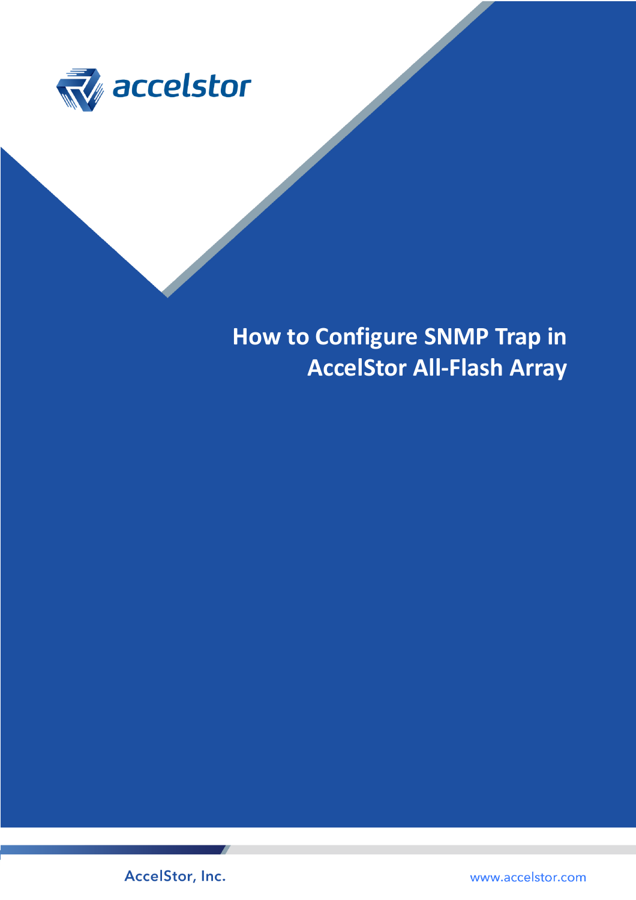# How to Configure SNMP Trap in AccelStor All-Flash Array

AccelStor, Inc.

www.accelstor.com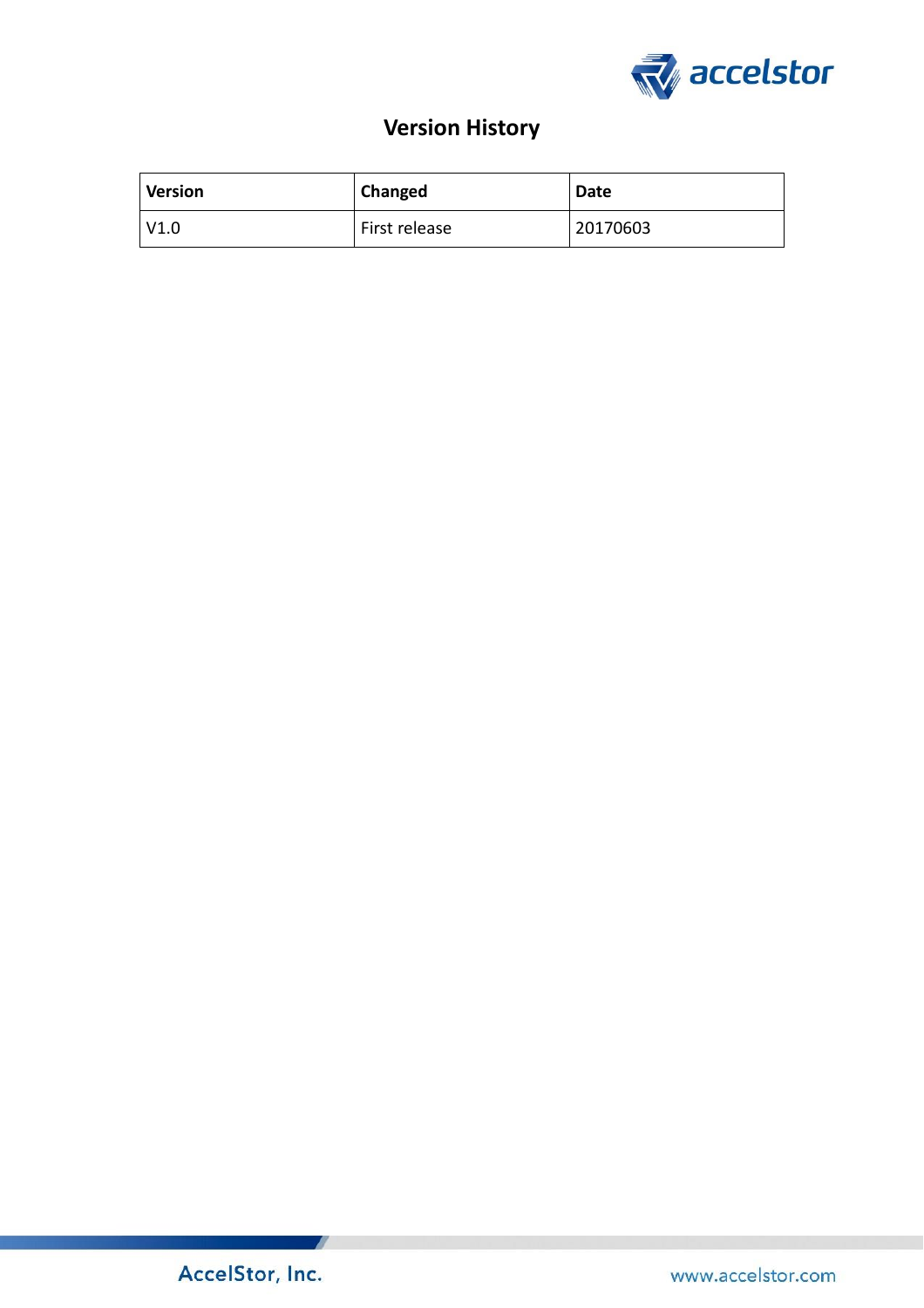# Version History

| Version | Changed | Date |
|---|---|---|
| V1.0 | First release | 20170603 |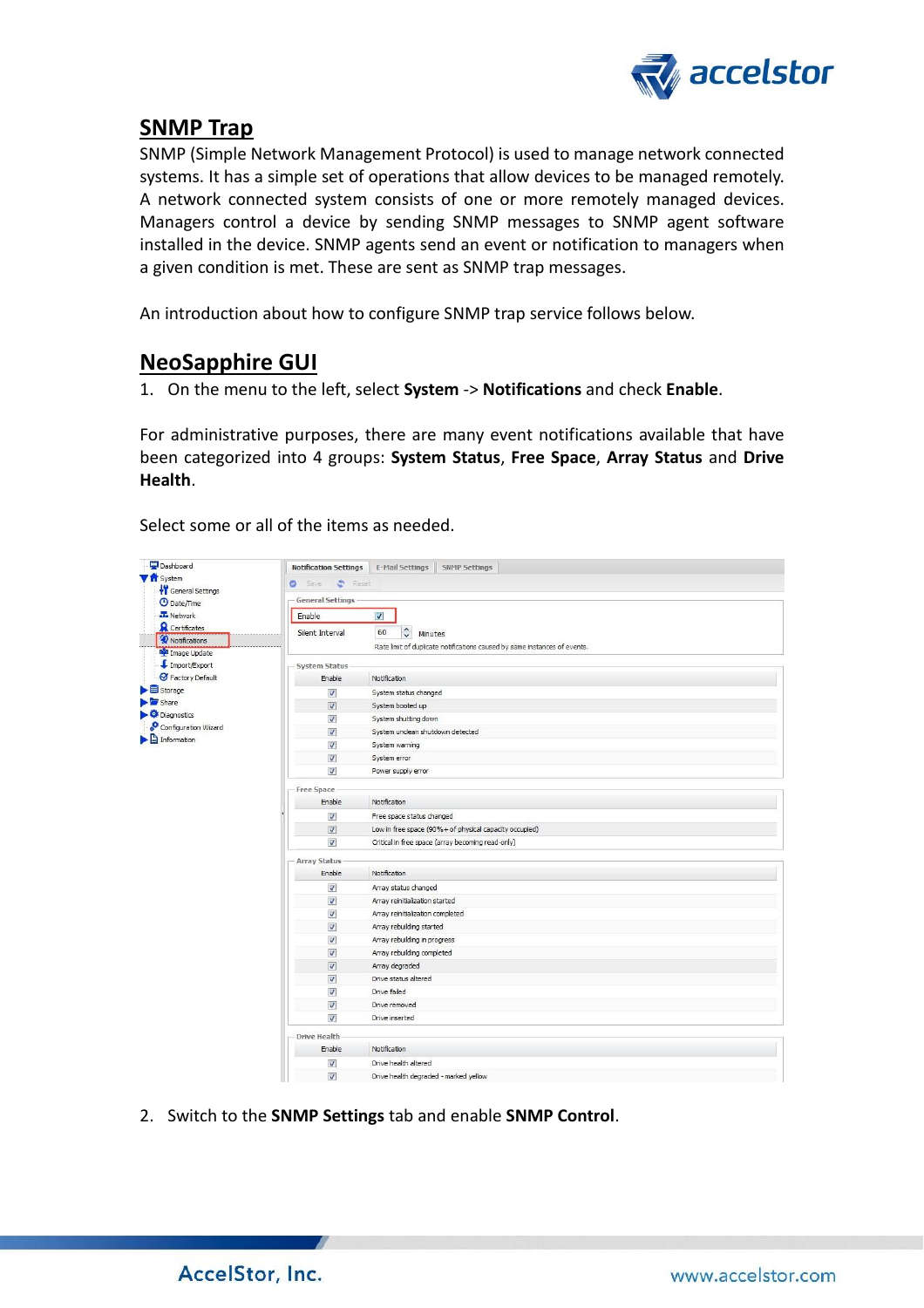## SNMP Trap

SNMP (Simple Network Management Protocol) is used to manage network connected systems. It has a simple set of operations that allow devices to be managed remotely. A network connected system consists of one or more remotely managed devices. Managers control a device by sending SNMP messages to SNMP agent software installed in the device. SNMP agents send an event or notification to managers when a given condition is met. These are sent as SNMP trap messages.

An introduction about how to configure SNMP trap service follows below.

## NeoSapphire GUI

1. On the menu to the left, select **System** -> **Notifications** and check **Enable**.

For administrative purposes, there are many event notifications available that have been categorized into 4 groups: **System Status**, **Free Space**, **Array Status** and **Drive Health**.

Select some or all of the items as needed.

2. Switch to the **SNMP Settings** tab and enable **SNMP Control**.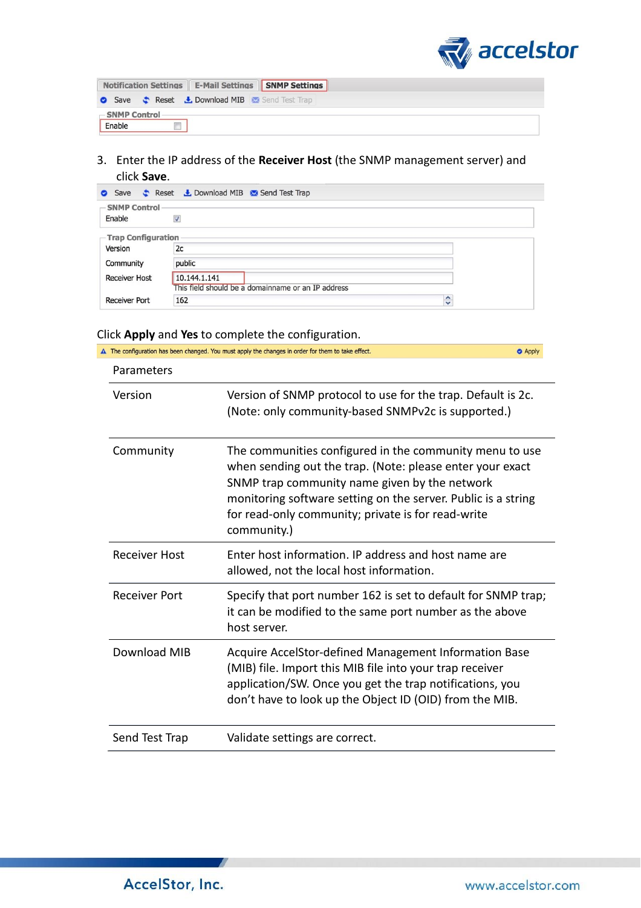Notification Settings | E-Mail Settings | SNMP Settings

Save | Reset | Download MIB | Send Test Trap

SNMP Control

Enable

3. Enter the IP address of the **Receiver Host** (the SNMP management server) and click **Save**.

Save | Reset | Download MIB | Send Test Trap

SNMP Control

Enable

Trap Configuration

| | |
|---|---|
| Version | 2c |
| Community | public |
| Receiver Host | 10.144.1.141 |
| | This field should be a domainname or an IP address |
| Receiver Port | 162 |

Click **Apply** and **Yes** to complete the configuration.

The configuration has been changed. You must apply the changes in order for them to take effect. Apply

| Parameters | |
|---|---|
| Version | Version of SNMP protocol to use for the trap. Default is 2c. (Note: only community-based SNMPv2c is supported.) |
| Community | The communities configured in the community menu to use when sending out the trap. (Note: please enter your exact SNMP trap community name given by the network monitoring software setting on the server. Public is a string for read-only community; private is for read-write community.) |
| Receiver Host | Enter host information. IP address and host name are allowed, not the local host information. |
| Receiver Port | Specify that port number 162 is set to default for SNMP trap; it can be modified to the same port number as the above host server. |
| Download MIB | Acquire AccelStor-defined Management Information Base (MIB) file. Import this MIB file into your trap receiver application/SW. Once you get the trap notifications, you don't have to look up the Object ID (OID) from the MIB. |
| Send Test Trap | Validate settings are correct. |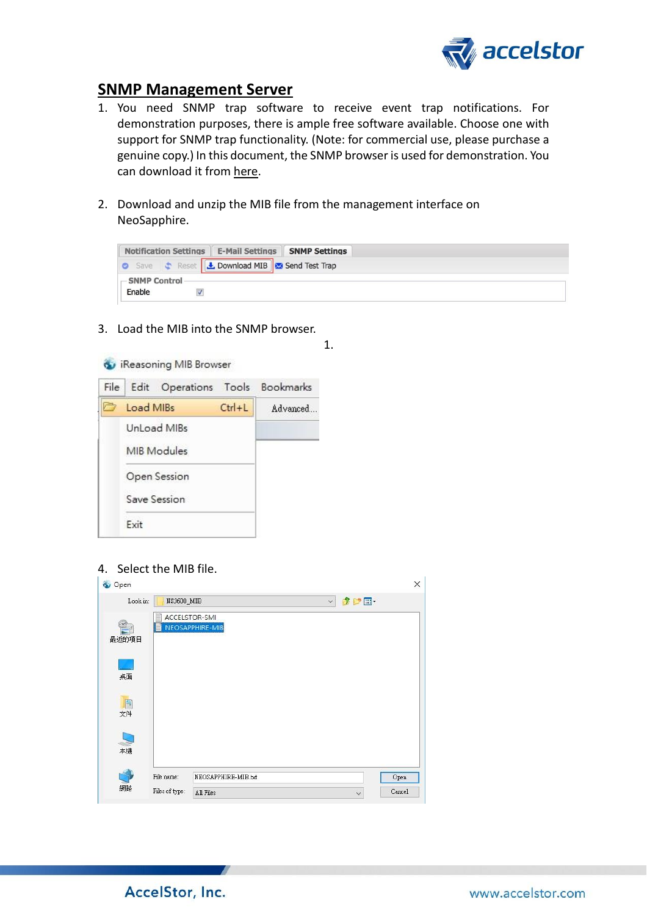## SNMP Management Server

1. You need SNMP trap software to receive event trap notifications. For demonstration purposes, there is ample free software available. Choose one with support for SNMP trap functionality. (Note: for commercial use, please purchase a genuine copy.) In this document, the SNMP browser is used for demonstration. You can download it from here.

2. Download and unzip the MIB file from the management interface on NeoSapphire.

3. Load the MIB into the SNMP browser.

4. Select the MIB file.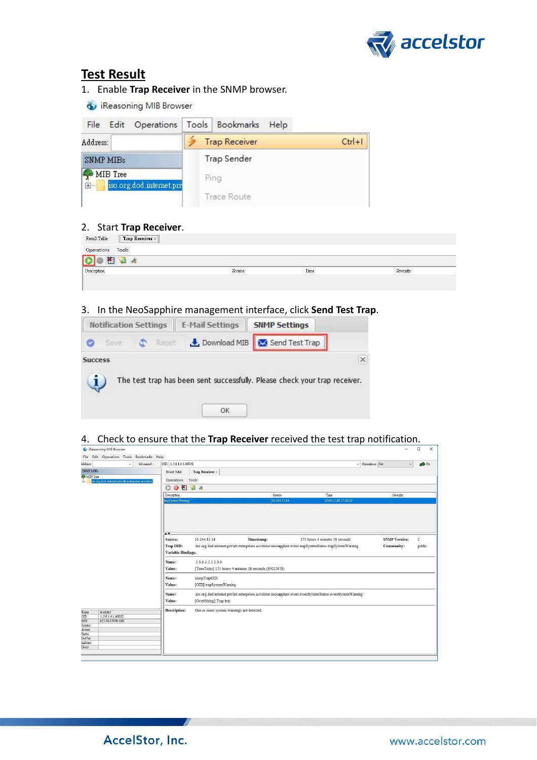## Test Result

1. Enable **Trap Receiver** in the SNMP browser.

2. Start **Trap Receiver**.

3. In the NeoSapphire management interface, click **Send Test Trap**.

4. Check to ensure that the **Trap Receiver** received the test trap notification.